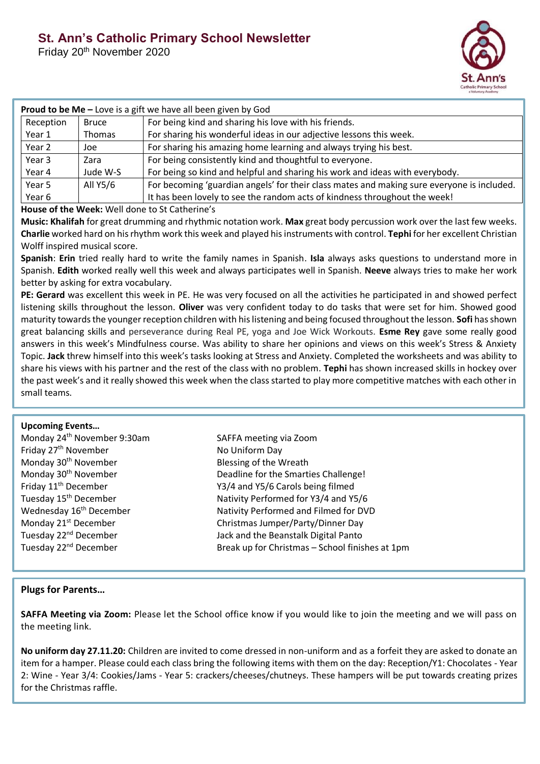# St. Ann's Catholic Primary School Newsletter

Friday 20th November 2020

**Proud to be Me –** Love is a gift we have all been given by God

| | | |
|---|---|---|
| Reception | Bruce | For being kind and sharing his love with his friends. |
| Year 1 | Thomas | For sharing his wonderful ideas in our adjective lessons this week. |
| Year 2 | Joe | For sharing his amazing home learning and always trying his best. |
| Year 3 | Zara | For being consistently kind and thoughtful to everyone. |
| Year 4 | Jude W-S | For being so kind and helpful and sharing his work and ideas with everybody. |
| Year 5 | All Y5/6 | For becoming 'guardian angels' for their class mates and making sure everyone is included. |
| Year 6 | | It has been lovely to see the random acts of kindness throughout the week! |

**House of the Week:** Well done to St Catherine's

**Music: Khalifah** for great drumming and rhythmic notation work. **Max** great body percussion work over the last few weeks. **Charlie** worked hard on his rhythm work this week and played his instruments with control. **Tephi** for her excellent Christian Wolff inspired musical score.

**Spanish**: **Erin** tried really hard to write the family names in Spanish. **Isla** always asks questions to understand more in Spanish. **Edith** worked really well this week and always participates well in Spanish. **Neeve** always tries to make her work better by asking for extra vocabulary.

**PE: Gerard** was excellent this week in PE. He was very focused on all the activities he participated in and showed perfect listening skills throughout the lesson. **Oliver** was very confident today to do tasks that were set for him. Showed good maturity towards the younger reception children with his listening and being focused throughout the lesson. **Sofi** has shown great balancing skills and perseverance during Real PE, yoga and Joe Wick Workouts. **Esme Rey** gave some really good answers in this week's Mindfulness course. Was ability to share her opinions and views on this week's Stress & Anxiety Topic. **Jack** threw himself into this week's tasks looking at Stress and Anxiety. Completed the worksheets and was ability to share his views with his partner and the rest of the class with no problem. **Tephi** has shown increased skills in hockey over the past week's and it really showed this week when the class started to play more competitive matches with each other in small teams.

**Upcoming Events…**

| | |
|---|---|
| Monday 24th November 9:30am | SAFFA meeting via Zoom |
| Friday 27th November | No Uniform Day |
| Monday 30th November | Blessing of the Wreath |
| Monday 30th November | Deadline for the Smarties Challenge! |
| Friday 11th December | Y3/4 and Y5/6 Carols being filmed |
| Tuesday 15th December | Nativity Performed for Y3/4 and Y5/6 |
| Wednesday 16th December | Nativity Performed and Filmed for DVD |
| Monday 21st December | Christmas Jumper/Party/Dinner Day |
| Tuesday 22nd December | Jack and the Beanstalk Digital Panto |
| Tuesday 22nd December | Break up for Christmas – School finishes at 1pm |

**Plugs for Parents…**

**SAFFA Meeting via Zoom:** Please let the School office know if you would like to join the meeting and we will pass on the meeting link.

**No uniform day 27.11.20:** Children are invited to come dressed in non-uniform and as a forfeit they are asked to donate an item for a hamper. Please could each class bring the following items with them on the day: Reception/Y1: Chocolates - Year 2: Wine - Year 3/4: Cookies/Jams - Year 5: crackers/cheeses/chutneys. These hampers will be put towards creating prizes for the Christmas raffle.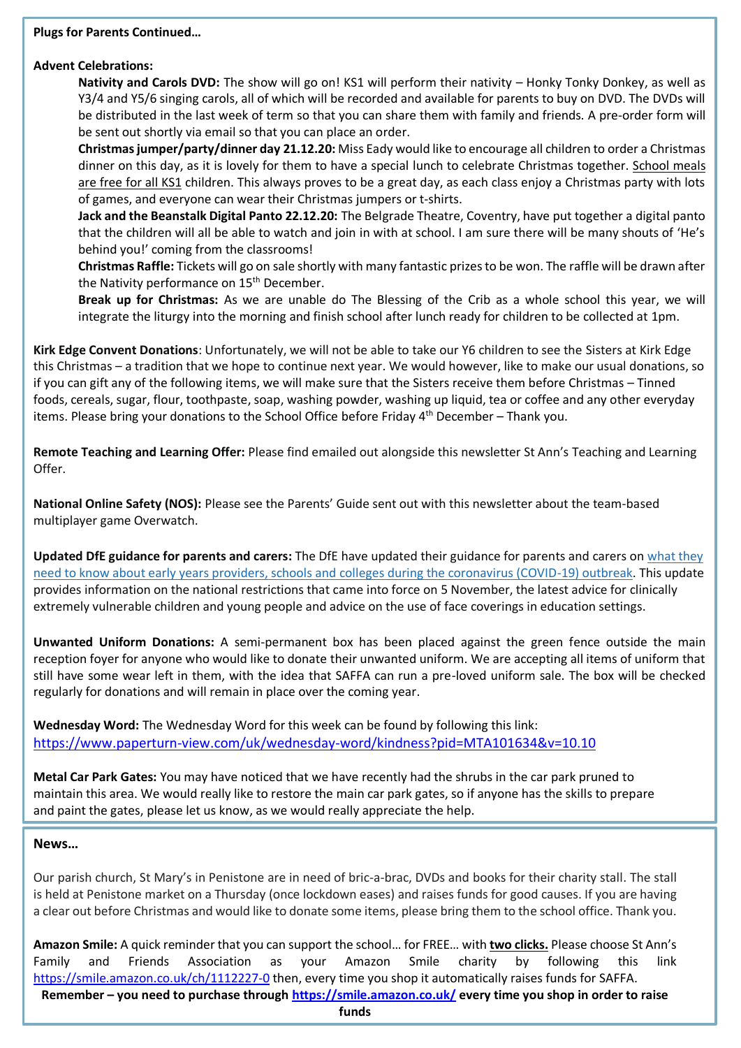**Plugs for Parents Continued…**

**Advent Celebrations:**

**Nativity and Carols DVD:** The show will go on! KS1 will perform their nativity – Honky Tonky Donkey, as well as Y3/4 and Y5/6 singing carols, all of which will be recorded and available for parents to buy on DVD. The DVDs will be distributed in the last week of term so that you can share them with family and friends. A pre-order form will be sent out shortly via email so that you can place an order.

**Christmas jumper/party/dinner day 21.12.20:** Miss Eady would like to encourage all children to order a Christmas dinner on this day, as it is lovely for them to have a special lunch to celebrate Christmas together. School meals are free for all KS1 children. This always proves to be a great day, as each class enjoy a Christmas party with lots of games, and everyone can wear their Christmas jumpers or t-shirts.

**Jack and the Beanstalk Digital Panto 22.12.20:** The Belgrade Theatre, Coventry, have put together a digital panto that the children will all be able to watch and join in with at school. I am sure there will be many shouts of 'He's behind you!' coming from the classrooms!

**Christmas Raffle:** Tickets will go on sale shortly with many fantastic prizes to be won. The raffle will be drawn after the Nativity performance on 15th December.

**Break up for Christmas:** As we are unable do The Blessing of the Crib as a whole school this year, we will integrate the liturgy into the morning and finish school after lunch ready for children to be collected at 1pm.

**Kirk Edge Convent Donations**: Unfortunately, we will not be able to take our Y6 children to see the Sisters at Kirk Edge this Christmas – a tradition that we hope to continue next year. We would however, like to make our usual donations, so if you can gift any of the following items, we will make sure that the Sisters receive them before Christmas – Tinned foods, cereals, sugar, flour, toothpaste, soap, washing powder, washing up liquid, tea or coffee and any other everyday items. Please bring your donations to the School Office before Friday 4th December – Thank you.

**Remote Teaching and Learning Offer:** Please find emailed out alongside this newsletter St Ann's Teaching and Learning Offer.

**National Online Safety (NOS):** Please see the Parents' Guide sent out with this newsletter about the team-based multiplayer game Overwatch.

**Updated DfE guidance for parents and carers:** The DfE have updated their guidance for parents and carers on what they need to know about early years providers, schools and colleges during the coronavirus (COVID-19) outbreak. This update provides information on the national restrictions that came into force on 5 November, the latest advice for clinically extremely vulnerable children and young people and advice on the use of face coverings in education settings.

**Unwanted Uniform Donations:** A semi-permanent box has been placed against the green fence outside the main reception foyer for anyone who would like to donate their unwanted uniform. We are accepting all items of uniform that still have some wear left in them, with the idea that SAFFA can run a pre-loved uniform sale. The box will be checked regularly for donations and will remain in place over the coming year.

**Wednesday Word:** The Wednesday Word for this week can be found by following this link:
https://www.paperturn-view.com/uk/wednesday-word/kindness?pid=MTA101634&v=10.10

**Metal Car Park Gates:** You may have noticed that we have recently had the shrubs in the car park pruned to maintain this area. We would really like to restore the main car park gates, so if anyone has the skills to prepare and paint the gates, please let us know, as we would really appreciate the help.

**News…**

Our parish church, St Mary's in Penistone are in need of bric-a-brac, DVDs and books for their charity stall. The stall is held at Penistone market on a Thursday (once lockdown eases) and raises funds for good causes. If you are having a clear out before Christmas and would like to donate some items, please bring them to the school office. Thank you.

**Amazon Smile:** A quick reminder that you can support the school… for FREE… with **two clicks.** Please choose St Ann's Family and Friends Association as your Amazon Smile charity by following this link https://smile.amazon.co.uk/ch/1112227-0 then, every time you shop it automatically raises funds for SAFFA.

**Remember – you need to purchase through https://smile.amazon.co.uk/ every time you shop in order to raise funds**